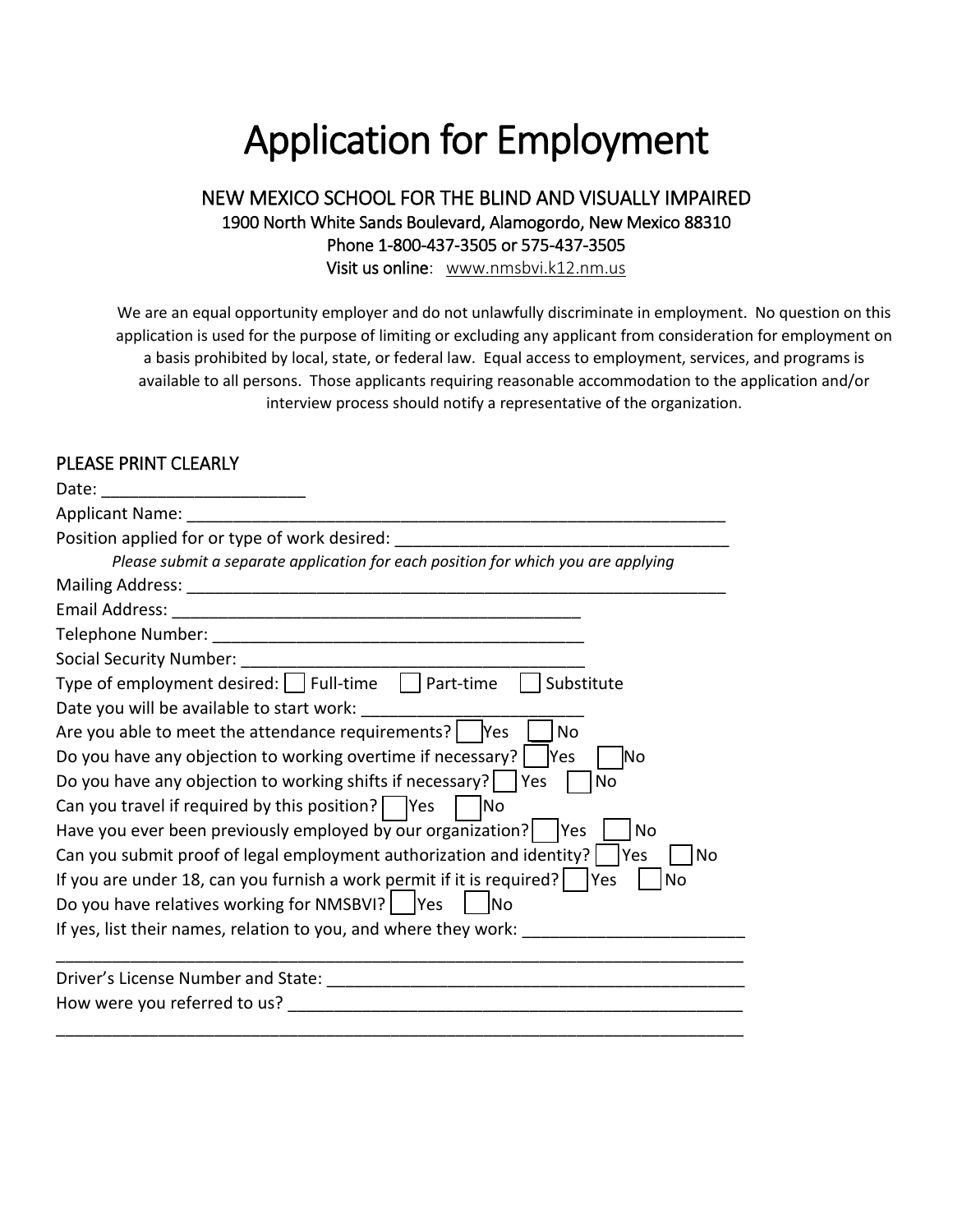# Application for Employment

## NEW MEXICO SCHOOL FOR THE BLIND AND VISUALLY IMPAIRED

1900 North White Sands Boulevard, Alamogordo, New Mexico 88310

Phone 1-800-437-3505 or 575-437-3505

Visit us online: www.nmsbvi.k12.nm.us

We are an equal opportunity employer and do not unlawfully discriminate in employment. No question on this application is used for the purpose of limiting or excluding any applicant from consideration for employment on a basis prohibited by local, state, or federal law. Equal access to employment, services, and programs is available to all persons. Those applicants requiring reasonable accommodation to the application and/or interview process should notify a representative of the organization.

### PLEASE PRINT CLEARLY

Date: ______________________

Applicant Name: ______________________________________________________________

Position applied for or type of work desired: ____________________________________

*Please submit a separate application for each position for which you are applying*

Mailing Address: _____________________________________________________________

Email Address: ______________________________________________

Telephone Number: ________________________________________

Social Security Number: ______________________________________

Type of employment desired: ☐ Full-time ☐ Part-time ☐ Substitute

Date you will be available to start work: ________________________

Are you able to meet the attendance requirements? ☐ Yes ☐ No

Do you have any objection to working overtime if necessary? ☐ Yes ☐ No

Do you have any objection to working shifts if necessary? ☐ Yes ☐ No

Can you travel if required by this position? ☐ Yes ☐ No

Have you ever been previously employed by our organization? ☐ Yes ☐ No

Can you submit proof of legal employment authorization and identity? ☐ Yes ☐ No

If you are under 18, can you furnish a work permit if it is required? ☐ Yes ☐ No

Do you have relatives working for NMSBVI? ☐ Yes ☐ No

If yes, list their names, relation to you, and where they work: _______________________

_____________________________________________________________________________

Driver's License Number and State: _____________________________________________

How were you referred to us? __________________________________________________

_____________________________________________________________________________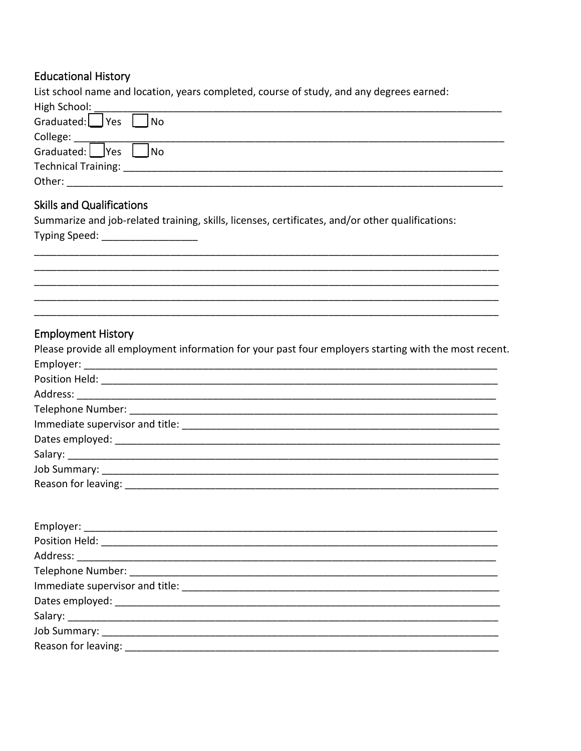## Educational History

List school name and location, years completed, course of study, and any degrees earned:

High School: ______________________________________________________________________

Graduated: ☐ Yes ☐ No

College: _________________________________________________________________________

Graduated: ☐ Yes ☐ No

Technical Training: ________________________________________________________________

Other: ___________________________________________________________________________

## Skills and Qualifications

Summarize and job-related training, skills, licenses, certificates, and/or other qualifications:

Typing Speed: _________________

___________________________________________________________________________________

___________________________________________________________________________________

___________________________________________________________________________________

___________________________________________________________________________________

___________________________________________________________________________________

## Employment History

Please provide all employment information for your past four employers starting with the most recent.

Employer: ________________________________________________________________________

Position Held: _____________________________________________________________________

Address: _________________________________________________________________________

Telephone Number: _________________________________________________________________

Immediate supervisor and title: ______________________________________________________

Dates employed: ___________________________________________________________________

Salary: ___________________________________________________________________________

Job Summary: _____________________________________________________________________

Reason for leaving: _________________________________________________________________

Employer: ________________________________________________________________________

Position Held: _____________________________________________________________________

Address: _________________________________________________________________________

Telephone Number: _________________________________________________________________

Immediate supervisor and title: ______________________________________________________

Dates employed: ___________________________________________________________________

Salary: ___________________________________________________________________________

Job Summary: _____________________________________________________________________

Reason for leaving: _________________________________________________________________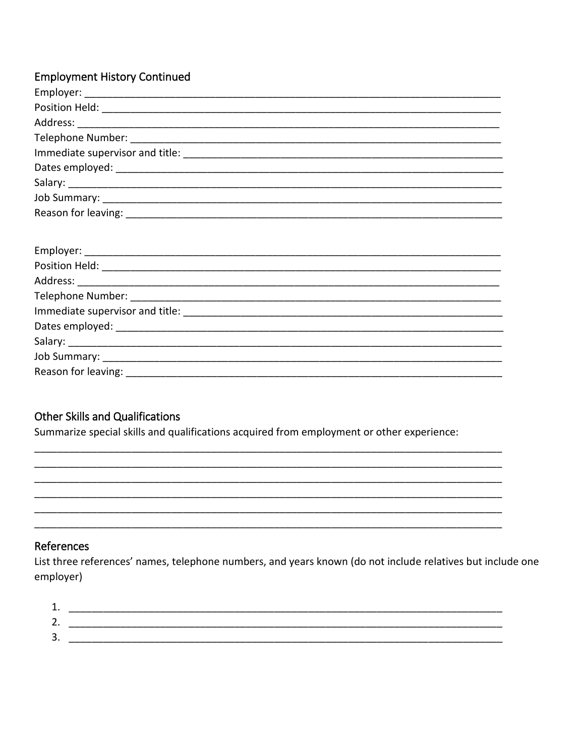## Employment History Continued

Employer: ___________________________________________________________________________
Position Held: ________________________________________________________________________
Address: _____________________________________________________________________________
Telephone Number: ____________________________________________________________________
Immediate supervisor and title: ___________________________________________________________
Dates employed: _______________________________________________________________________
Salary: ______________________________________________________________________________
Job Summary: _________________________________________________________________________
Reason for leaving: _____________________________________________________________________

Employer: ___________________________________________________________________________
Position Held: ________________________________________________________________________
Address: _____________________________________________________________________________
Telephone Number: ____________________________________________________________________
Immediate supervisor and title: ___________________________________________________________
Dates employed: _______________________________________________________________________
Salary: ______________________________________________________________________________
Job Summary: _________________________________________________________________________
Reason for leaving: _____________________________________________________________________

## Other Skills and Qualifications

Summarize special skills and qualifications acquired from employment or other experience:

_____________________________________________________________________________________
_____________________________________________________________________________________
_____________________________________________________________________________________
_____________________________________________________________________________________
_____________________________________________________________________________________
_____________________________________________________________________________________

## References

List three references' names, telephone numbers, and years known (do not include relatives but include one employer)

1. ________________________________________________________________________________
2. ________________________________________________________________________________
3. ________________________________________________________________________________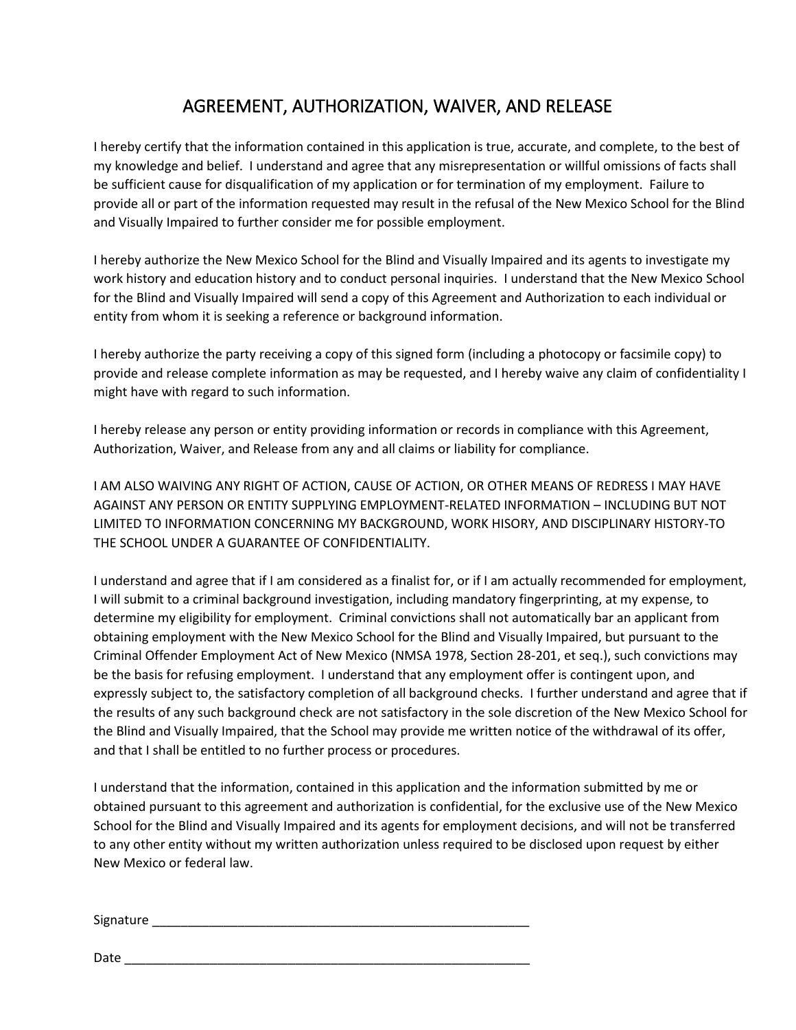# AGREEMENT, AUTHORIZATION, WAIVER, AND RELEASE

I hereby certify that the information contained in this application is true, accurate, and complete, to the best of my knowledge and belief. I understand and agree that any misrepresentation or willful omissions of facts shall be sufficient cause for disqualification of my application or for termination of my employment. Failure to provide all or part of the information requested may result in the refusal of the New Mexico School for the Blind and Visually Impaired to further consider me for possible employment.

I hereby authorize the New Mexico School for the Blind and Visually Impaired and its agents to investigate my work history and education history and to conduct personal inquiries. I understand that the New Mexico School for the Blind and Visually Impaired will send a copy of this Agreement and Authorization to each individual or entity from whom it is seeking a reference or background information.

I hereby authorize the party receiving a copy of this signed form (including a photocopy or facsimile copy) to provide and release complete information as may be requested, and I hereby waive any claim of confidentiality I might have with regard to such information.

I hereby release any person or entity providing information or records in compliance with this Agreement, Authorization, Waiver, and Release from any and all claims or liability for compliance.

I AM ALSO WAIVING ANY RIGHT OF ACTION, CAUSE OF ACTION, OR OTHER MEANS OF REDRESS I MAY HAVE AGAINST ANY PERSON OR ENTITY SUPPLYING EMPLOYMENT-RELATED INFORMATION – INCLUDING BUT NOT LIMITED TO INFORMATION CONCERNING MY BACKGROUND, WORK HISORY, AND DISCIPLINARY HISTORY-TO THE SCHOOL UNDER A GUARANTEE OF CONFIDENTIALITY.

I understand and agree that if I am considered as a finalist for, or if I am actually recommended for employment, I will submit to a criminal background investigation, including mandatory fingerprinting, at my expense, to determine my eligibility for employment. Criminal convictions shall not automatically bar an applicant from obtaining employment with the New Mexico School for the Blind and Visually Impaired, but pursuant to the Criminal Offender Employment Act of New Mexico (NMSA 1978, Section 28-201, et seq.), such convictions may be the basis for refusing employment. I understand that any employment offer is contingent upon, and expressly subject to, the satisfactory completion of all background checks. I further understand and agree that if the results of any such background check are not satisfactory in the sole discretion of the New Mexico School for the Blind and Visually Impaired, that the School may provide me written notice of the withdrawal of its offer, and that I shall be entitled to no further process or procedures.

I understand that the information, contained in this application and the information submitted by me or obtained pursuant to this agreement and authorization is confidential, for the exclusive use of the New Mexico School for the Blind and Visually Impaired and its agents for employment decisions, and will not be transferred to any other entity without my written authorization unless required to be disclosed upon request by either New Mexico or federal law.

Signature _______________________________________________________

Date ___________________________________________________________